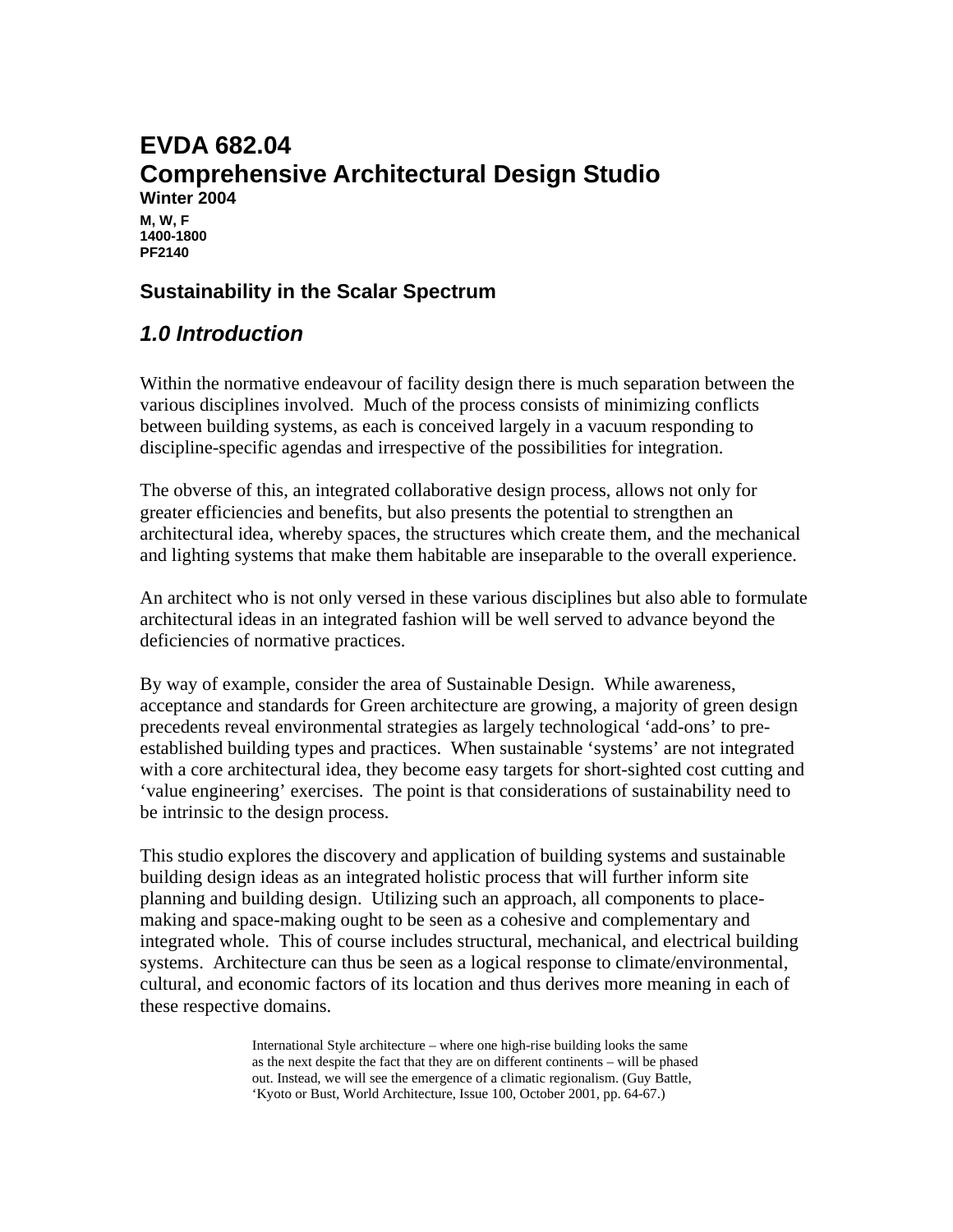# EVDA 682.04
# Comprehensive Architectural Design Studio

**Winter 2004**

**M, W, F**
**1400-1800**
**PF2140**

### Sustainability in the Scalar Spectrum

## *1.0 Introduction*

Within the normative endeavour of facility design there is much separation between the various disciplines involved. Much of the process consists of minimizing conflicts between building systems, as each is conceived largely in a vacuum responding to discipline-specific agendas and irrespective of the possibilities for integration.

The obverse of this, an integrated collaborative design process, allows not only for greater efficiencies and benefits, but also presents the potential to strengthen an architectural idea, whereby spaces, the structures which create them, and the mechanical and lighting systems that make them habitable are inseparable to the overall experience.

An architect who is not only versed in these various disciplines but also able to formulate architectural ideas in an integrated fashion will be well served to advance beyond the deficiencies of normative practices.

By way of example, consider the area of Sustainable Design. While awareness, acceptance and standards for Green architecture are growing, a majority of green design precedents reveal environmental strategies as largely technological 'add-ons' to pre-established building types and practices. When sustainable 'systems' are not integrated with a core architectural idea, they become easy targets for short-sighted cost cutting and 'value engineering' exercises. The point is that considerations of sustainability need to be intrinsic to the design process.

This studio explores the discovery and application of building systems and sustainable building design ideas as an integrated holistic process that will further inform site planning and building design. Utilizing such an approach, all components to place-making and space-making ought to be seen as a cohesive and complementary and integrated whole. This of course includes structural, mechanical, and electrical building systems. Architecture can thus be seen as a logical response to climate/environmental, cultural, and economic factors of its location and thus derives more meaning in each of these respective domains.

> International Style architecture – where one high-rise building looks the same as the next despite the fact that they are on different continents – will be phased out. Instead, we will see the emergence of a climatic regionalism. (Guy Battle, 'Kyoto or Bust, World Architecture, Issue 100, October 2001, pp. 64-67.)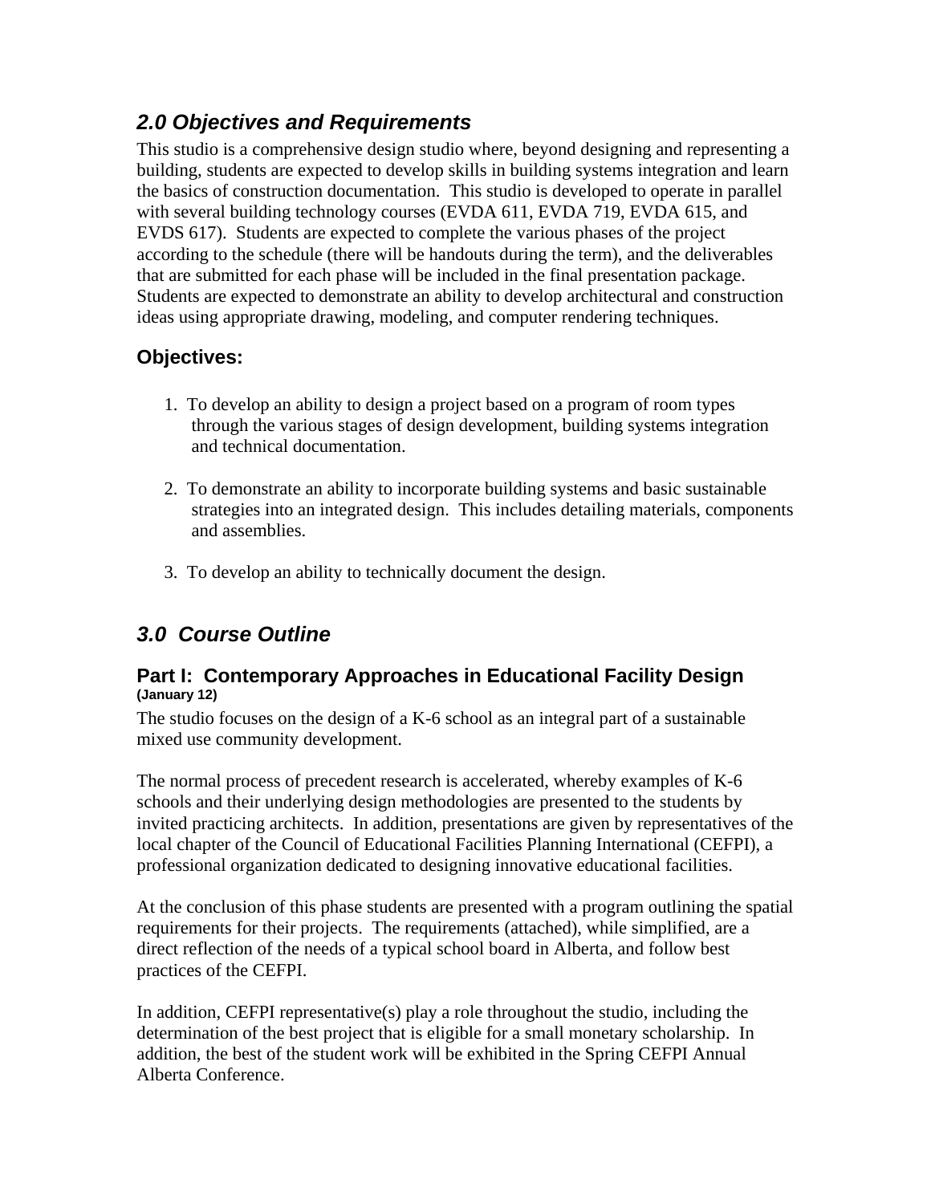## *2.0 Objectives and Requirements*

This studio is a comprehensive design studio where, beyond designing and representing a building, students are expected to develop skills in building systems integration and learn the basics of construction documentation. This studio is developed to operate in parallel with several building technology courses (EVDA 611, EVDA 719, EVDA 615, and EVDS 617). Students are expected to complete the various phases of the project according to the schedule (there will be handouts during the term), and the deliverables that are submitted for each phase will be included in the final presentation package. Students are expected to demonstrate an ability to develop architectural and construction ideas using appropriate drawing, modeling, and computer rendering techniques.

### Objectives:

1. To develop an ability to design a project based on a program of room types through the various stages of design development, building systems integration and technical documentation.

2. To demonstrate an ability to incorporate building systems and basic sustainable strategies into an integrated design. This includes detailing materials, components and assemblies.

3. To develop an ability to technically document the design.

## *3.0 Course Outline*

### Part I: Contemporary Approaches in Educational Facility Design

**(January 12)**

The studio focuses on the design of a K-6 school as an integral part of a sustainable mixed use community development.

The normal process of precedent research is accelerated, whereby examples of K-6 schools and their underlying design methodologies are presented to the students by invited practicing architects. In addition, presentations are given by representatives of the local chapter of the Council of Educational Facilities Planning International (CEFPI), a professional organization dedicated to designing innovative educational facilities.

At the conclusion of this phase students are presented with a program outlining the spatial requirements for their projects. The requirements (attached), while simplified, are a direct reflection of the needs of a typical school board in Alberta, and follow best practices of the CEFPI.

In addition, CEFPI representative(s) play a role throughout the studio, including the determination of the best project that is eligible for a small monetary scholarship. In addition, the best of the student work will be exhibited in the Spring CEFPI Annual Alberta Conference.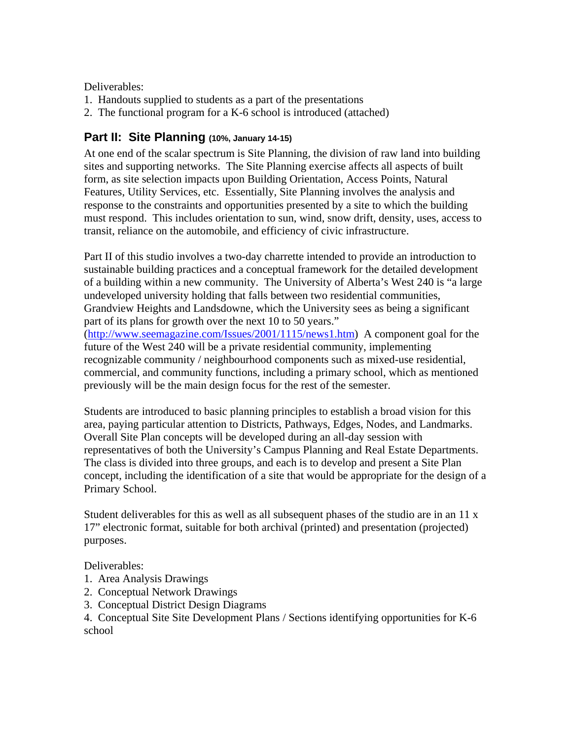Deliverables:

1. Handouts supplied to students as a part of the presentations
2. The functional program for a K-6 school is introduced (attached)

## Part II: Site Planning (10%, January 14-15)

At one end of the scalar spectrum is Site Planning, the division of raw land into building sites and supporting networks. The Site Planning exercise affects all aspects of built form, as site selection impacts upon Building Orientation, Access Points, Natural Features, Utility Services, etc. Essentially, Site Planning involves the analysis and response to the constraints and opportunities presented by a site to which the building must respond. This includes orientation to sun, wind, snow drift, density, uses, access to transit, reliance on the automobile, and efficiency of civic infrastructure.

Part II of this studio involves a two-day charrette intended to provide an introduction to sustainable building practices and a conceptual framework for the detailed development of a building within a new community. The University of Alberta's West 240 is "a large undeveloped university holding that falls between two residential communities, Grandview Heights and Landsdowne, which the University sees as being a significant part of its plans for growth over the next 10 to 50 years." (http://www.seemagazine.com/Issues/2001/1115/news1.htm) A component goal for the future of the West 240 will be a private residential community, implementing recognizable community / neighbourhood components such as mixed-use residential, commercial, and community functions, including a primary school, which as mentioned previously will be the main design focus for the rest of the semester.

Students are introduced to basic planning principles to establish a broad vision for this area, paying particular attention to Districts, Pathways, Edges, Nodes, and Landmarks. Overall Site Plan concepts will be developed during an all-day session with representatives of both the University's Campus Planning and Real Estate Departments. The class is divided into three groups, and each is to develop and present a Site Plan concept, including the identification of a site that would be appropriate for the design of a Primary School.

Student deliverables for this as well as all subsequent phases of the studio are in an 11 x 17" electronic format, suitable for both archival (printed) and presentation (projected) purposes.

Deliverables:

1. Area Analysis Drawings
2. Conceptual Network Drawings
3. Conceptual District Design Diagrams
4. Conceptual Site Site Development Plans / Sections identifying opportunities for K-6 school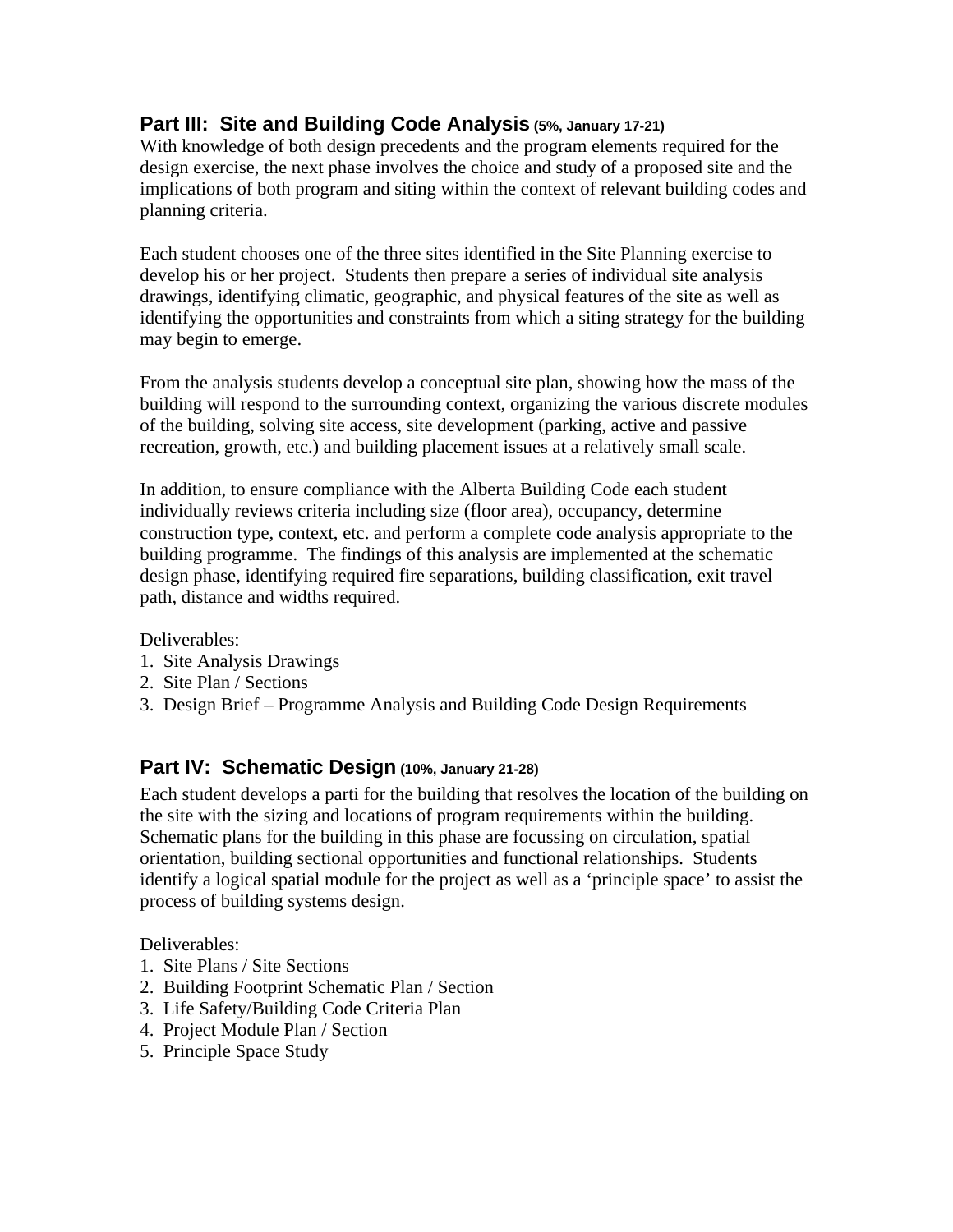## Part III: Site and Building Code Analysis (5%, January 17-21)

With knowledge of both design precedents and the program elements required for the design exercise, the next phase involves the choice and study of a proposed site and the implications of both program and siting within the context of relevant building codes and planning criteria.

Each student chooses one of the three sites identified in the Site Planning exercise to develop his or her project. Students then prepare a series of individual site analysis drawings, identifying climatic, geographic, and physical features of the site as well as identifying the opportunities and constraints from which a siting strategy for the building may begin to emerge.

From the analysis students develop a conceptual site plan, showing how the mass of the building will respond to the surrounding context, organizing the various discrete modules of the building, solving site access, site development (parking, active and passive recreation, growth, etc.) and building placement issues at a relatively small scale.

In addition, to ensure compliance with the Alberta Building Code each student individually reviews criteria including size (floor area), occupancy, determine construction type, context, etc. and perform a complete code analysis appropriate to the building programme. The findings of this analysis are implemented at the schematic design phase, identifying required fire separations, building classification, exit travel path, distance and widths required.

Deliverables:
1. Site Analysis Drawings
2. Site Plan / Sections
3. Design Brief – Programme Analysis and Building Code Design Requirements

## Part IV: Schematic Design (10%, January 21-28)

Each student develops a parti for the building that resolves the location of the building on the site with the sizing and locations of program requirements within the building. Schematic plans for the building in this phase are focussing on circulation, spatial orientation, building sectional opportunities and functional relationships. Students identify a logical spatial module for the project as well as a 'principle space' to assist the process of building systems design.

Deliverables:
1. Site Plans / Site Sections
2. Building Footprint Schematic Plan / Section
3. Life Safety/Building Code Criteria Plan
4. Project Module Plan / Section
5. Principle Space Study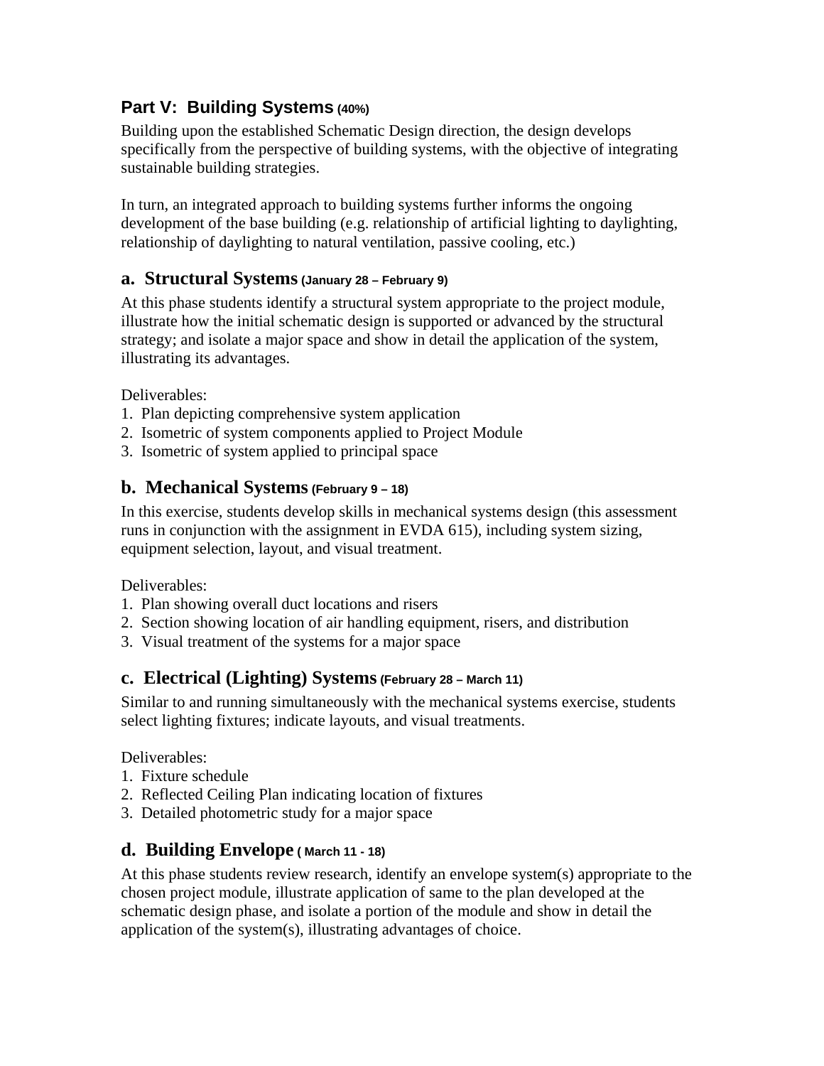## Part V: Building Systems (40%)

Building upon the established Schematic Design direction, the design develops specifically from the perspective of building systems, with the objective of integrating sustainable building strategies.

In turn, an integrated approach to building systems further informs the ongoing development of the base building (e.g. relationship of artificial lighting to daylighting, relationship of daylighting to natural ventilation, passive cooling, etc.)

### a. Structural Systems (January 28 – February 9)

At this phase students identify a structural system appropriate to the project module, illustrate how the initial schematic design is supported or advanced by the structural strategy; and isolate a major space and show in detail the application of the system, illustrating its advantages.

Deliverables:

1. Plan depicting comprehensive system application
2. Isometric of system components applied to Project Module
3. Isometric of system applied to principal space

### b. Mechanical Systems (February 9 – 18)

In this exercise, students develop skills in mechanical systems design (this assessment runs in conjunction with the assignment in EVDA 615), including system sizing, equipment selection, layout, and visual treatment.

Deliverables:

1. Plan showing overall duct locations and risers
2. Section showing location of air handling equipment, risers, and distribution
3. Visual treatment of the systems for a major space

### c. Electrical (Lighting) Systems (February 28 – March 11)

Similar to and running simultaneously with the mechanical systems exercise, students select lighting fixtures; indicate layouts, and visual treatments.

Deliverables:

1. Fixture schedule
2. Reflected Ceiling Plan indicating location of fixtures
3. Detailed photometric study for a major space

### d. Building Envelope ( March 11 - 18)

At this phase students review research, identify an envelope system(s) appropriate to the chosen project module, illustrate application of same to the plan developed at the schematic design phase, and isolate a portion of the module and show in detail the application of the system(s), illustrating advantages of choice.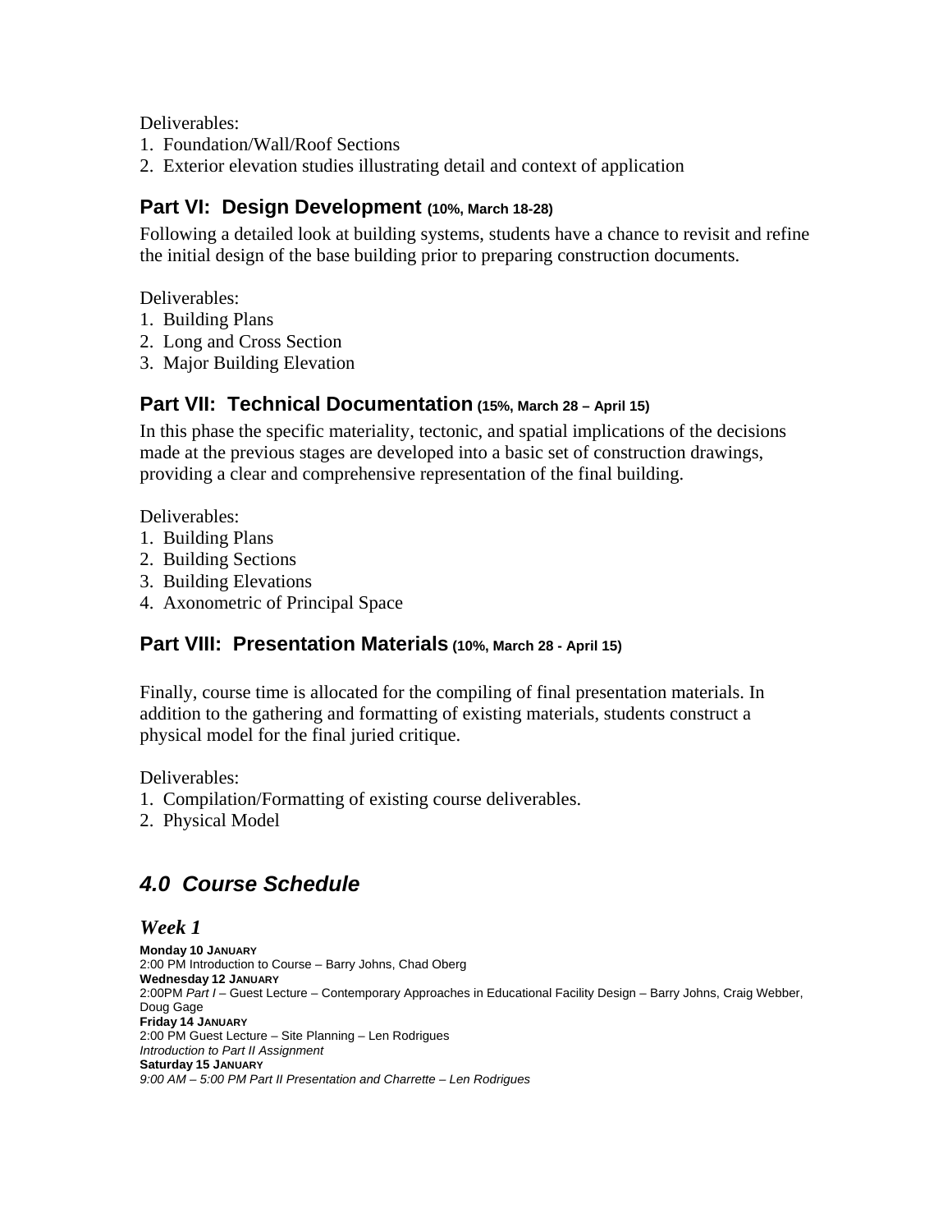Deliverables:
1. Foundation/Wall/Roof Sections
2. Exterior elevation studies illustrating detail and context of application

### Part VI: Design Development (10%, March 18-28)

Following a detailed look at building systems, students have a chance to revisit and refine the initial design of the base building prior to preparing construction documents.

Deliverables:
1. Building Plans
2. Long and Cross Section
3. Major Building Elevation

### Part VII: Technical Documentation (15%, March 28 – April 15)

In this phase the specific materiality, tectonic, and spatial implications of the decisions made at the previous stages are developed into a basic set of construction drawings, providing a clear and comprehensive representation of the final building.

Deliverables:
1. Building Plans
2. Building Sections
3. Building Elevations
4. Axonometric of Principal Space

### Part VIII: Presentation Materials (10%, March 28 - April 15)

Finally, course time is allocated for the compiling of final presentation materials. In addition to the gathering and formatting of existing materials, students construct a physical model for the final juried critique.

Deliverables:
1. Compilation/Formatting of existing course deliverables.
2. Physical Model

## *4.0 Course Schedule*

### *Week 1*

**Monday 10 January**
2:00 PM Introduction to Course – Barry Johns, Chad Oberg
**Wednesday 12 January**
2:00PM *Part I* – Guest Lecture – Contemporary Approaches in Educational Facility Design – Barry Johns, Craig Webber, Doug Gage
**Friday 14 January**
2:00 PM Guest Lecture – Site Planning – Len Rodrigues
*Introduction to Part II Assignment*
**Saturday 15 January**
*9:00 AM – 5:00 PM Part II Presentation and Charrette – Len Rodrigues*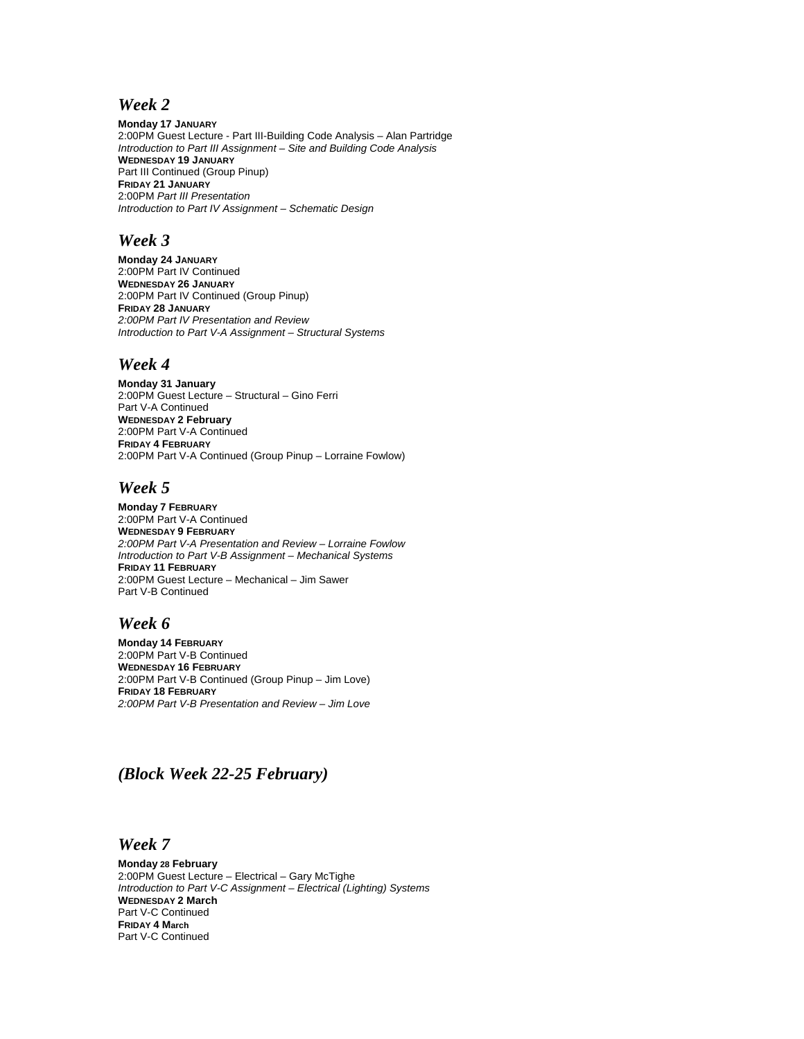## *Week 2*

**Monday 17 January**
2:00PM Guest Lecture - Part III-Building Code Analysis – Alan Partridge
*Introduction to Part III Assignment – Site and Building Code Analysis*
**Wednesday 19 January**
Part III Continued (Group Pinup)
**Friday 21 January**
2:00PM *Part III Presentation*
*Introduction to Part IV Assignment – Schematic Design*

## *Week 3*

**Monday 24 January**
2:00PM Part IV Continued
**Wednesday 26 January**
2:00PM Part IV Continued (Group Pinup)
**Friday 28 January**
*2:00PM Part IV Presentation and Review*
*Introduction to Part V-A Assignment – Structural Systems*

## *Week 4*

**Monday 31 January**
2:00PM Guest Lecture – Structural – Gino Ferri
Part V-A Continued
**Wednesday 2 February**
2:00PM Part V-A Continued
**Friday 4 February**
2:00PM Part V-A Continued (Group Pinup – Lorraine Fowlow)

## *Week 5*

**Monday 7 February**
2:00PM Part V-A Continued
**Wednesday 9 February**
*2:00PM Part V-A Presentation and Review – Lorraine Fowlow*
*Introduction to Part V-B Assignment – Mechanical Systems*
**Friday 11 February**
2:00PM Guest Lecture – Mechanical – Jim Sawer
Part V-B Continued

## *Week 6*

**Monday 14 February**
2:00PM Part V-B Continued
**Wednesday 16 February**
2:00PM Part V-B Continued (Group Pinup – Jim Love)
**Friday 18 February**
*2:00PM Part V-B Presentation and Review – Jim Love*

## *(Block Week 22-25 February)*

## *Week 7*

**Monday 28 February**
2:00PM Guest Lecture – Electrical – Gary McTighe
*Introduction to Part V-C Assignment – Electrical (Lighting) Systems*
**Wednesday 2 March**
Part V-C Continued
**Friday 4 March**
Part V-C Continued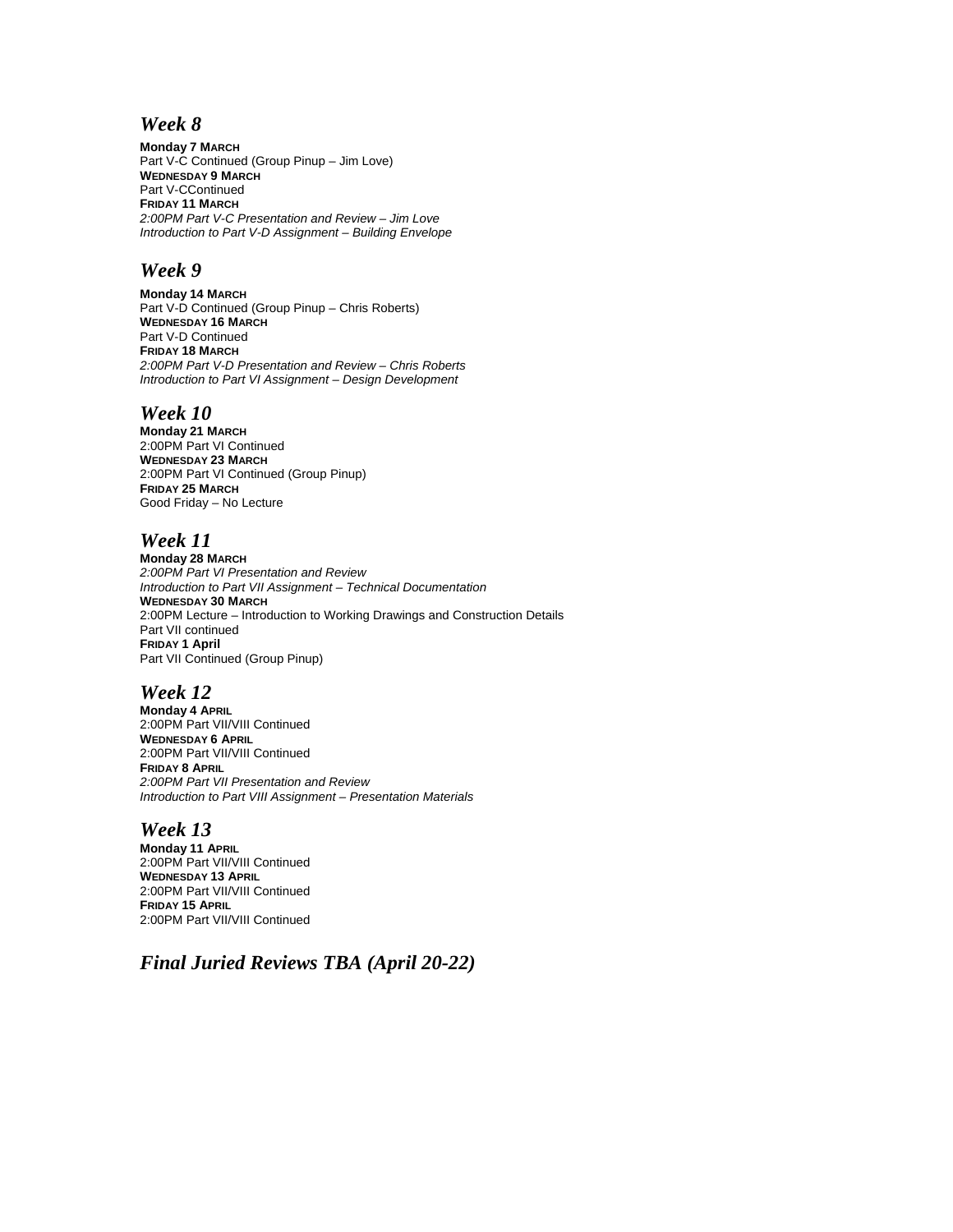## *Week 8*

**Monday 7 March**
Part V-C Continued (Group Pinup – Jim Love)
**Wednesday 9 March**
Part V-CContinued
**Friday 11 March**
*2:00PM Part V-C Presentation and Review – Jim Love*
*Introduction to Part V-D Assignment – Building Envelope*

## *Week 9*

**Monday 14 March**
Part V-D Continued (Group Pinup – Chris Roberts)
**Wednesday 16 March**
Part V-D Continued
**Friday 18 March**
*2:00PM Part V-D Presentation and Review – Chris Roberts*
*Introduction to Part VI Assignment – Design Development*

## *Week 10*

**Monday 21 March**
2:00PM Part VI Continued
**Wednesday 23 March**
2:00PM Part VI Continued (Group Pinup)
**Friday 25 March**
Good Friday – No Lecture

## *Week 11*

**Monday 28 March**
*2:00PM Part VI Presentation and Review*
*Introduction to Part VII Assignment – Technical Documentation*
**Wednesday 30 March**
2:00PM Lecture – Introduction to Working Drawings and Construction Details
Part VII continued
**Friday 1 April**
Part VII Continued (Group Pinup)

## *Week 12*

**Monday 4 April**
2:00PM Part VII/VIII Continued
**Wednesday 6 April**
2:00PM Part VII/VIII Continued
**Friday 8 April**
*2:00PM Part VII Presentation and Review*
*Introduction to Part VIII Assignment – Presentation Materials*

## *Week 13*

**Monday 11 April**
2:00PM Part VII/VIII Continued
**Wednesday 13 April**
2:00PM Part VII/VIII Continued
**Friday 15 April**
2:00PM Part VII/VIII Continued

## *Final Juried Reviews TBA (April 20-22)*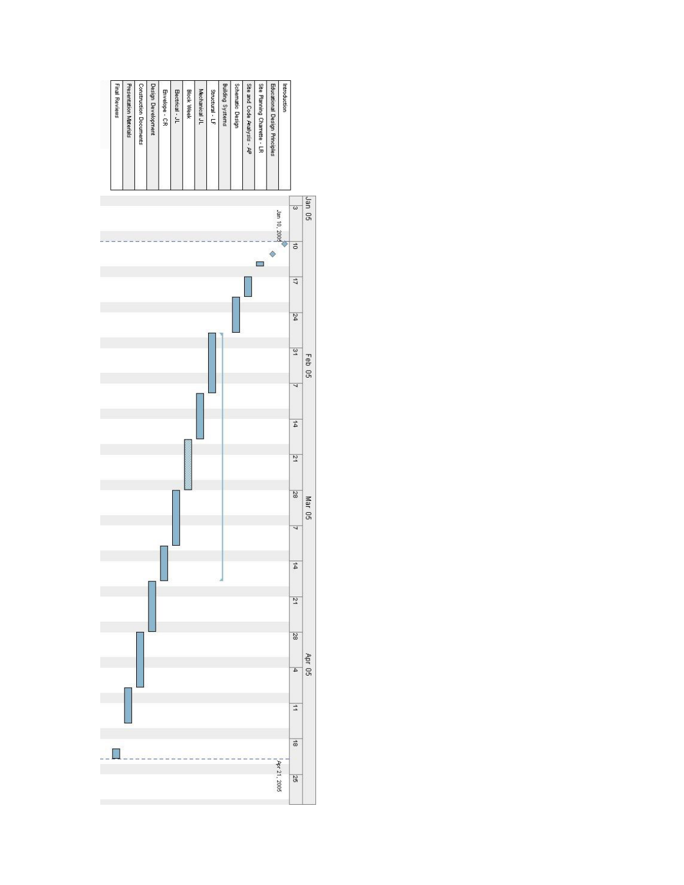| Task |
| --- |
| Introduction |
| Educational Design Principles |
| Site Planning Charrette - LR |
| Site and Code Analysis - AP |
| Schematic Design |
| Building Systems |
| Structural - LF |
| Mechanical JL |
| Block Week |
| Electrical - JL |
| Envelope - CR |
| Design Development |
| Construction Documents |
| Presentation Materials |
| Final Reviews |

| Jan 05 | | | | Feb 05 | | | | Mar 05 | | | | | Apr 05 | | | |
| --- | --- | --- | --- | --- | --- | --- | --- | --- | --- | --- | --- | --- | --- | --- | --- | --- |
| 3 | 10 | 17 | 24 | 31 | 7 | 14 | 21 | 28 | 7 | 14 | 21 | 28 | 4 | 11 | 18 | 25 |

Jan 10, 2005

Apr 21, 2005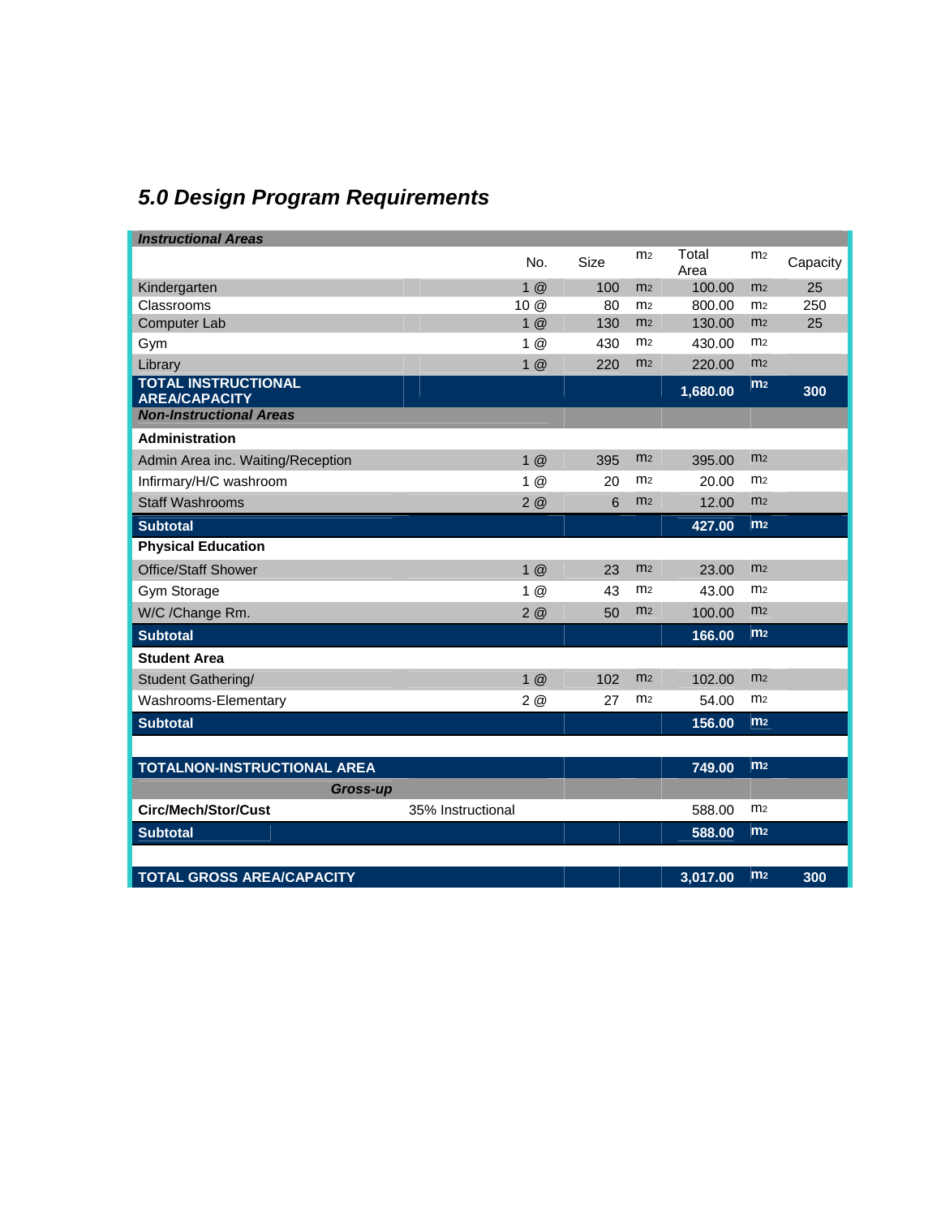## *5.0 Design Program Requirements*

| ***Instructional Areas*** | | | | | | | |
|---|---|---|---|---|---|---|---|
| | | No. | Size | m2 | Total Area | m2 | Capacity |
| Kindergarten | | 1 @ | 100 | m2 | 100.00 | m2 | 25 |
| Classrooms | | 10 @ | 80 | m2 | 800.00 | m2 | 250 |
| Computer Lab | | 1 @ | 130 | m2 | 130.00 | m2 | 25 |
| Gym | | 1 @ | 430 | m2 | 430.00 | m2 | |
| Library | | 1 @ | 220 | m2 | 220.00 | m2 | |
| **TOTAL INSTRUCTIONAL AREA/CAPACITY** | | | | | **1,680.00** | **m2** | **300** |
| ***Non-Instructional Areas*** | | | | | | | |
| **Administration** | | | | | | | |
| Admin Area inc. Waiting/Reception | | 1 @ | 395 | m2 | 395.00 | m2 | |
| Infirmary/H/C washroom | | 1 @ | 20 | m2 | 20.00 | m2 | |
| Staff Washrooms | | 2 @ | 6 | m2 | 12.00 | m2 | |
| **Subtotal** | | | | | **427.00** | **m2** | |
| **Physical Education** | | | | | | | |
| Office/Staff Shower | | 1 @ | 23 | m2 | 23.00 | m2 | |
| Gym Storage | | 1 @ | 43 | m2 | 43.00 | m2 | |
| W/C /Change Rm. | | 2 @ | 50 | m2 | 100.00 | m2 | |
| **Subtotal** | | | | | **166.00** | **m2** | |
| **Student Area** | | | | | | | |
| Student Gathering/ | | 1 @ | 102 | m2 | 102.00 | m2 | |
| Washrooms-Elementary | | 2 @ | 27 | m2 | 54.00 | m2 | |
| **Subtotal** | | | | | **156.00** | **m2** | |
| | | | | | | | |
| **TOTALNON-INSTRUCTIONAL AREA** | | | | | **749.00** | **m2** | |
| ***Gross-up*** | | | | | | | |
| **Circ/Mech/Stor/Cust** | 35% Instructional | | | | 588.00 | m2 | |
| **Subtotal** | | | | | **588.00** | **m2** | |
| | | | | | | | |
| **TOTAL GROSS AREA/CAPACITY** | | | | | **3,017.00** | **m2** | **300** |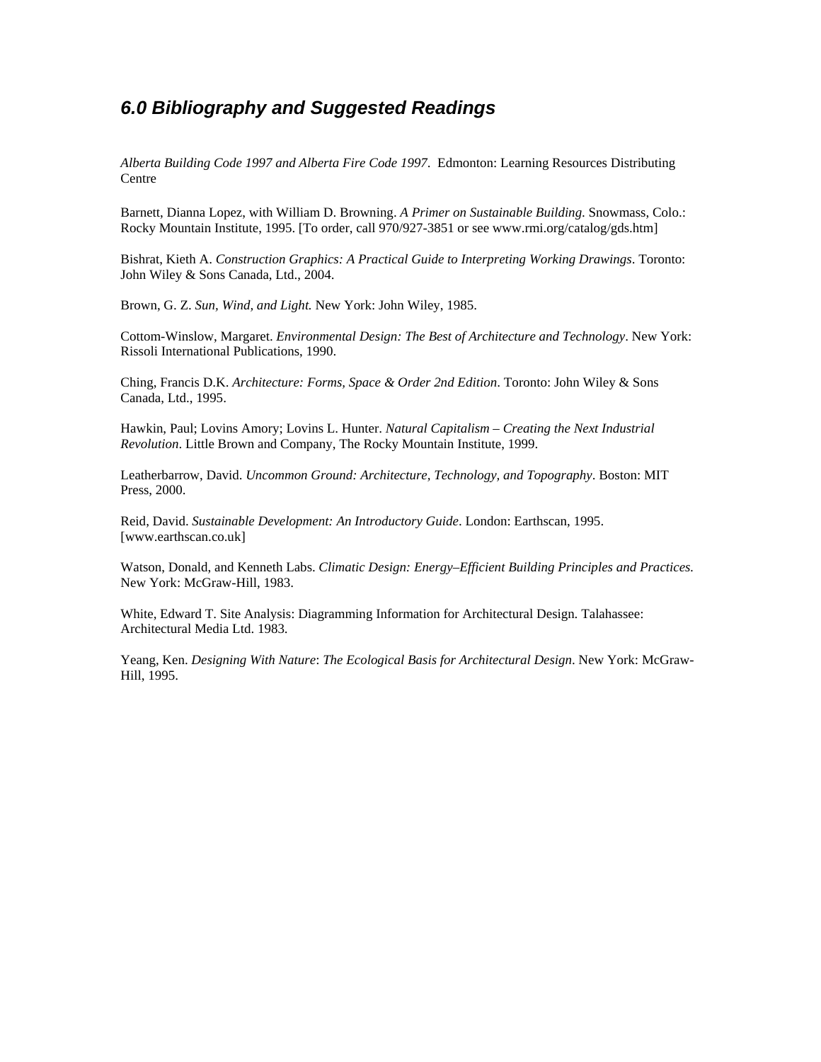## *6.0 Bibliography and Suggested Readings*

*Alberta Building Code 1997 and Alberta Fire Code 1997*. Edmonton: Learning Resources Distributing Centre

Barnett, Dianna Lopez, with William D. Browning. *A Primer on Sustainable Building*. Snowmass, Colo.: Rocky Mountain Institute, 1995. [To order, call 970/927-3851 or see www.rmi.org/catalog/gds.htm]

Bishrat, Kieth A. *Construction Graphics: A Practical Guide to Interpreting Working Drawings*. Toronto: John Wiley & Sons Canada, Ltd., 2004.

Brown, G. Z. *Sun, Wind, and Light.* New York: John Wiley, 1985.

Cottom-Winslow, Margaret. *Environmental Design: The Best of Architecture and Technology*. New York: Rissoli International Publications, 1990.

Ching, Francis D.K. *Architecture: Forms, Space & Order 2nd Edition*. Toronto: John Wiley & Sons Canada, Ltd., 1995.

Hawkin, Paul; Lovins Amory; Lovins L. Hunter. *Natural Capitalism – Creating the Next Industrial Revolution*. Little Brown and Company, The Rocky Mountain Institute, 1999.

Leatherbarrow, David. *Uncommon Ground: Architecture, Technology, and Topography*. Boston: MIT Press, 2000.

Reid, David. *Sustainable Development: An Introductory Guide*. London: Earthscan, 1995. [www.earthscan.co.uk]

Watson, Donald, and Kenneth Labs. *Climatic Design: Energy–Efficient Building Principles and Practices.* New York: McGraw-Hill, 1983.

White, Edward T. Site Analysis: Diagramming Information for Architectural Design. Talahassee: Architectural Media Ltd. 1983.

Yeang, Ken. *Designing With Nature*: *The Ecological Basis for Architectural Design*. New York: McGraw-Hill, 1995.